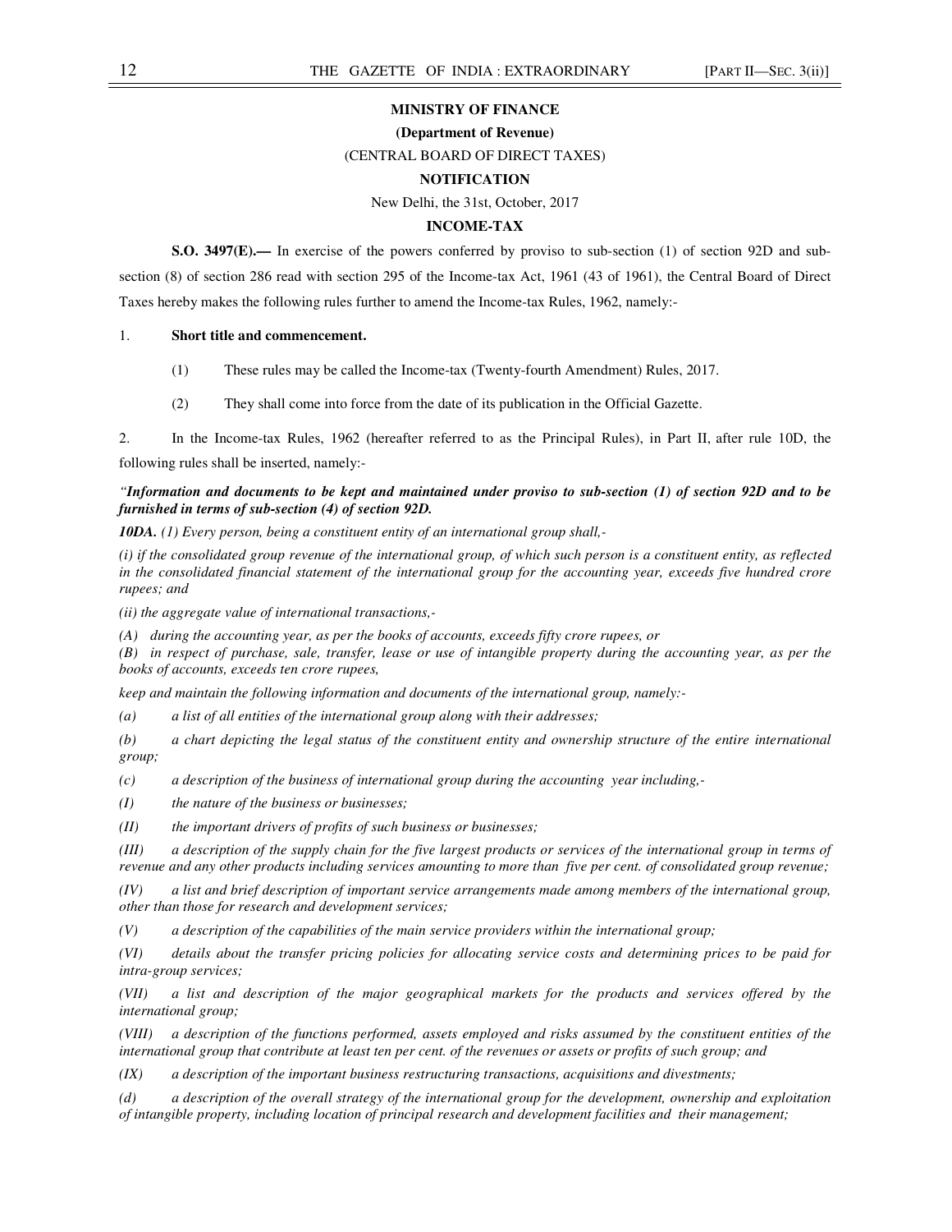**MINISTRY OF FINANCE**

**(Department of Revenue)**

(CENTRAL BOARD OF DIRECT TAXES)

**NOTIFICATION**

New Delhi, the 31st, October, 2017

**INCOME-TAX**

**S.O. 3497(E).—** In exercise of the powers conferred by proviso to sub-section (1) of section 92D and sub-section (8) of section 286 read with section 295 of the Income-tax Act, 1961 (43 of 1961), the Central Board of Direct Taxes hereby makes the following rules further to amend the Income-tax Rules, 1962, namely:-

1. **Short title and commencement.**

   (1) These rules may be called the Income-tax (Twenty-fourth Amendment) Rules, 2017.

   (2) They shall come into force from the date of its publication in the Official Gazette.

2. In the Income-tax Rules, 1962 (hereafter referred to as the Principal Rules), in Part II, after rule 10D, the following rules shall be inserted, namely:-

*"**Information and documents to be kept and maintained under proviso to sub-section (1) of section 92D and to be furnished in terms of sub-section (4) of section 92D.***

***10DA.** (1) Every person, being a constituent entity of an international group shall,-*

*(i) if the consolidated group revenue of the international group, of which such person is a constituent entity, as reflected in the consolidated financial statement of the international group for the accounting year, exceeds five hundred crore rupees; and*

*(ii) the aggregate value of international transactions,-*

*(A) during the accounting year, as per the books of accounts, exceeds fifty crore rupees, or*

*(B) in respect of purchase, sale, transfer, lease or use of intangible property during the accounting year, as per the books of accounts, exceeds ten crore rupees,*

*keep and maintain the following information and documents of the international group, namely:-*

*(a) a list of all entities of the international group along with their addresses;*

*(b) a chart depicting the legal status of the constituent entity and ownership structure of the entire international group;*

*(c) a description of the business of international group during the accounting year including,-*

*(I) the nature of the business or businesses;*

*(II) the important drivers of profits of such business or businesses;*

*(III) a description of the supply chain for the five largest products or services of the international group in terms of revenue and any other products including services amounting to more than five per cent. of consolidated group revenue;*

*(IV) a list and brief description of important service arrangements made among members of the international group, other than those for research and development services;*

*(V) a description of the capabilities of the main service providers within the international group;*

*(VI) details about the transfer pricing policies for allocating service costs and determining prices to be paid for intra-group services;*

*(VII) a list and description of the major geographical markets for the products and services offered by the international group;*

*(VIII) a description of the functions performed, assets employed and risks assumed by the constituent entities of the international group that contribute at least ten per cent. of the revenues or assets or profits of such group; and*

*(IX) a description of the important business restructuring transactions, acquisitions and divestments;*

*(d) a description of the overall strategy of the international group for the development, ownership and exploitation of intangible property, including location of principal research and development facilities and their management;*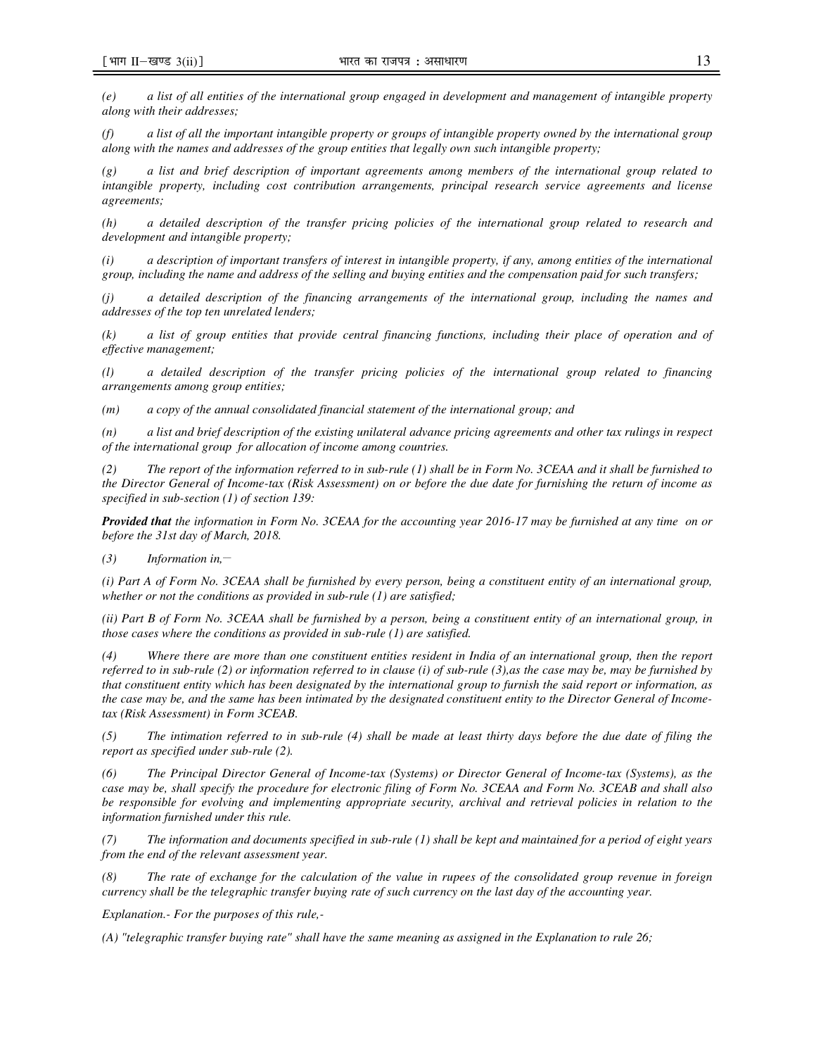*(e) a list of all entities of the international group engaged in development and management of intangible property along with their addresses;*

*(f) a list of all the important intangible property or groups of intangible property owned by the international group along with the names and addresses of the group entities that legally own such intangible property;*

*(g) a list and brief description of important agreements among members of the international group related to intangible property, including cost contribution arrangements, principal research service agreements and license agreements;*

*(h) a detailed description of the transfer pricing policies of the international group related to research and development and intangible property;*

*(i) a description of important transfers of interest in intangible property, if any, among entities of the international group, including the name and address of the selling and buying entities and the compensation paid for such transfers;*

*(j) a detailed description of the financing arrangements of the international group, including the names and addresses of the top ten unrelated lenders;*

*(k) a list of group entities that provide central financing functions, including their place of operation and of effective management;*

*(l) a detailed description of the transfer pricing policies of the international group related to financing arrangements among group entities;*

*(m) a copy of the annual consolidated financial statement of the international group; and*

*(n) a list and brief description of the existing unilateral advance pricing agreements and other tax rulings in respect of the international group for allocation of income among countries.*

*(2) The report of the information referred to in sub-rule (1) shall be in Form No. 3CEAA and it shall be furnished to the Director General of Income-tax (Risk Assessment) on or before the due date for furnishing the return of income as specified in sub-section (1) of section 139:*

***Provided that*** *the information in Form No. 3CEAA for the accounting year 2016-17 may be furnished at any time on or before the 31st day of March, 2018.*

*(3) Information in,—*

*(i) Part A of Form No. 3CEAA shall be furnished by every person, being a constituent entity of an international group, whether or not the conditions as provided in sub-rule (1) are satisfied;*

*(ii) Part B of Form No. 3CEAA shall be furnished by a person, being a constituent entity of an international group, in those cases where the conditions as provided in sub-rule (1) are satisfied.*

*(4) Where there are more than one constituent entities resident in India of an international group, then the report referred to in sub-rule (2) or information referred to in clause (i) of sub-rule (3),as the case may be, may be furnished by that constituent entity which has been designated by the international group to furnish the said report or information, as the case may be, and the same has been intimated by the designated constituent entity to the Director General of Income-tax (Risk Assessment) in Form 3CEAB.*

*(5) The intimation referred to in sub-rule (4) shall be made at least thirty days before the due date of filing the report as specified under sub-rule (2).*

*(6) The Principal Director General of Income-tax (Systems) or Director General of Income-tax (Systems), as the case may be, shall specify the procedure for electronic filing of Form No. 3CEAA and Form No. 3CEAB and shall also be responsible for evolving and implementing appropriate security, archival and retrieval policies in relation to the information furnished under this rule.*

*(7) The information and documents specified in sub-rule (1) shall be kept and maintained for a period of eight years from the end of the relevant assessment year.*

*(8) The rate of exchange for the calculation of the value in rupees of the consolidated group revenue in foreign currency shall be the telegraphic transfer buying rate of such currency on the last day of the accounting year.*

*Explanation.- For the purposes of this rule,-*

*(A) "telegraphic transfer buying rate" shall have the same meaning as assigned in the Explanation to rule 26;*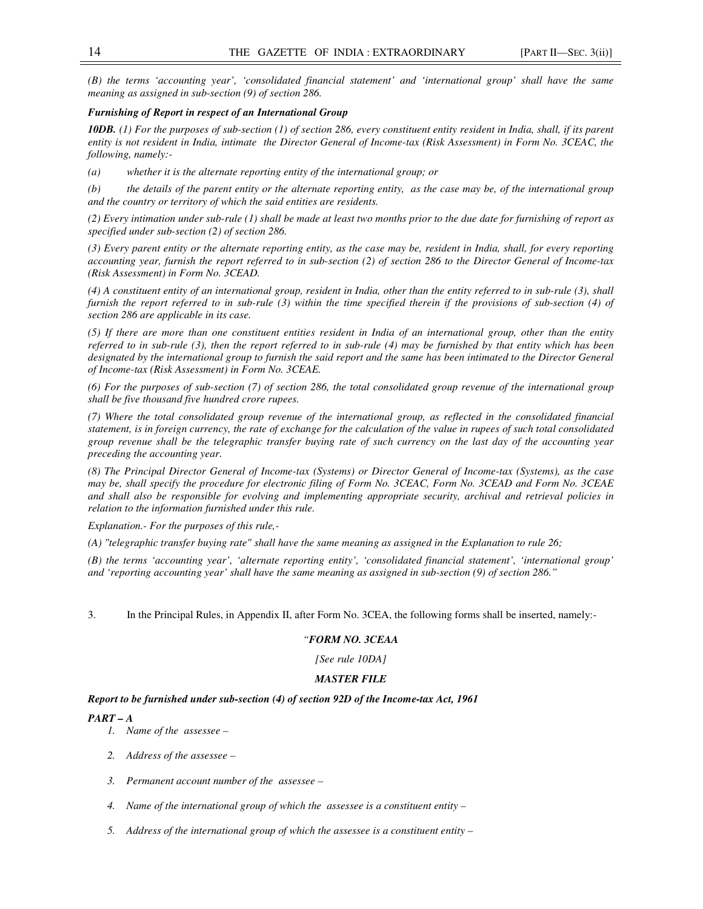*(B) the terms 'accounting year', 'consolidated financial statement' and 'international group' shall have the same meaning as assigned in sub-section (9) of section 286.*

***Furnishing of Report in respect of an International Group***

***10DB.*** *(1) For the purposes of sub-section (1) of section 286, every constituent entity resident in India, shall, if its parent entity is not resident in India, intimate the Director General of Income-tax (Risk Assessment) in Form No. 3CEAC, the following, namely:-*

*(a) whether it is the alternate reporting entity of the international group; or*

*(b) the details of the parent entity or the alternate reporting entity, as the case may be, of the international group and the country or territory of which the said entities are residents.*

*(2) Every intimation under sub-rule (1) shall be made at least two months prior to the due date for furnishing of report as specified under sub-section (2) of section 286.*

*(3) Every parent entity or the alternate reporting entity, as the case may be, resident in India, shall, for every reporting accounting year, furnish the report referred to in sub-section (2) of section 286 to the Director General of Income-tax (Risk Assessment) in Form No. 3CEAD.*

*(4) A constituent entity of an international group, resident in India, other than the entity referred to in sub-rule (3), shall furnish the report referred to in sub-rule (3) within the time specified therein if the provisions of sub-section (4) of section 286 are applicable in its case.*

*(5) If there are more than one constituent entities resident in India of an international group, other than the entity referred to in sub-rule (3), then the report referred to in sub-rule (4) may be furnished by that entity which has been designated by the international group to furnish the said report and the same has been intimated to the Director General of Income-tax (Risk Assessment) in Form No. 3CEAE.*

*(6) For the purposes of sub-section (7) of section 286, the total consolidated group revenue of the international group shall be five thousand five hundred crore rupees.*

*(7) Where the total consolidated group revenue of the international group, as reflected in the consolidated financial statement, is in foreign currency, the rate of exchange for the calculation of the value in rupees of such total consolidated group revenue shall be the telegraphic transfer buying rate of such currency on the last day of the accounting year preceding the accounting year.*

*(8) The Principal Director General of Income-tax (Systems) or Director General of Income-tax (Systems), as the case may be, shall specify the procedure for electronic filing of Form No. 3CEAC, Form No. 3CEAD and Form No. 3CEAE and shall also be responsible for evolving and implementing appropriate security, archival and retrieval policies in relation to the information furnished under this rule.*

*Explanation.- For the purposes of this rule,-*

*(A) "telegraphic transfer buying rate" shall have the same meaning as assigned in the Explanation to rule 26;*

*(B) the terms 'accounting year', 'alternate reporting entity', 'consolidated financial statement', 'international group' and 'reporting accounting year' shall have the same meaning as assigned in sub-section (9) of section 286."*

3. In the Principal Rules, in Appendix II, after Form No. 3CEA, the following forms shall be inserted, namely:-

***"FORM NO. 3CEAA***

*[See rule 10DA]*

***MASTER FILE***

***Report to be furnished under sub-section (4) of section 92D of the Income-tax Act, 1961***

***PART – A***

1. *Name of the assessee –*
2. *Address of the assessee –*
3. *Permanent account number of the assessee –*
4. *Name of the international group of which the assessee is a constituent entity –*
5. *Address of the international group of which the assessee is a constituent entity –*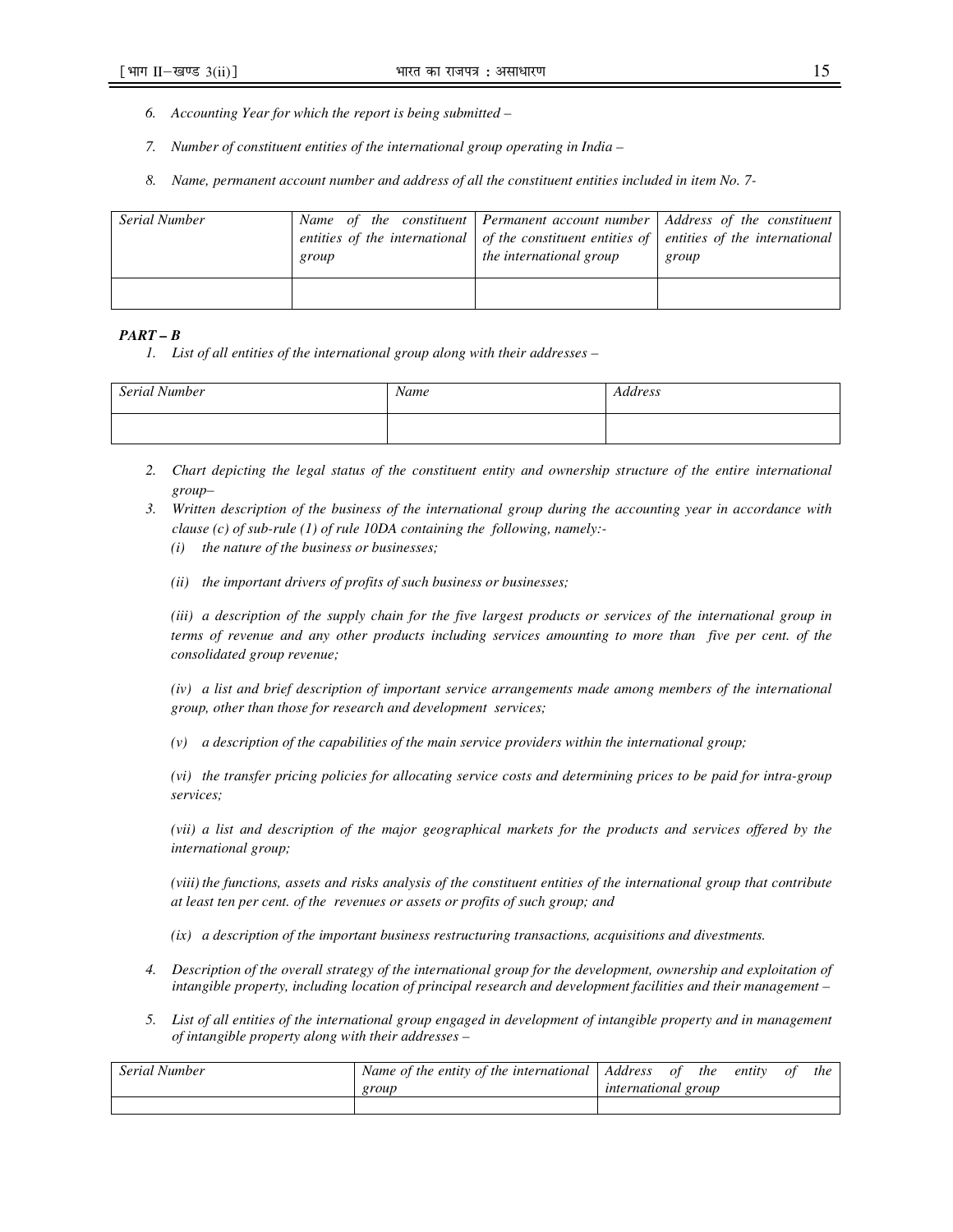6. *Accounting Year for which the report is being submitted –*

7. *Number of constituent entities of the international group operating in India –*

8. *Name, permanent account number and address of all the constituent entities included in item No. 7-*

| *Serial Number* | *Name of the constituent entities of the international group* | *Permanent account number of the constituent entities of the international group* | *Address of the constituent entities of the international group* |
|---|---|---|---|
| | | | |

***PART – B***

1. *List of all entities of the international group along with their addresses –*

| *Serial Number* | *Name* | *Address* |
|---|---|---|
| | | |

2. *Chart depicting the legal status of the constituent entity and ownership structure of the entire international group–*

3. *Written description of the business of the international group during the accounting year in accordance with clause (c) of sub-rule (1) of rule 10DA containing the following, namely:-*

   *(i) the nature of the business or businesses;*

   *(ii) the important drivers of profits of such business or businesses;*

   *(iii) a description of the supply chain for the five largest products or services of the international group in terms of revenue and any other products including services amounting to more than five per cent. of the consolidated group revenue;*

   *(iv) a list and brief description of important service arrangements made among members of the international group, other than those for research and development services;*

   *(v) a description of the capabilities of the main service providers within the international group;*

   *(vi) the transfer pricing policies for allocating service costs and determining prices to be paid for intra-group services;*

   *(vii) a list and description of the major geographical markets for the products and services offered by the international group;*

   *(viii) the functions, assets and risks analysis of the constituent entities of the international group that contribute at least ten per cent. of the revenues or assets or profits of such group; and*

   *(ix) a description of the important business restructuring transactions, acquisitions and divestments.*

4. *Description of the overall strategy of the international group for the development, ownership and exploitation of intangible property, including location of principal research and development facilities and their management –*

5. *List of all entities of the international group engaged in development of intangible property and in management of intangible property along with their addresses –*

| *Serial Number* | *Name of the entity of the international group* | *Address of the entity of the international group* |
|---|---|---|
| | | |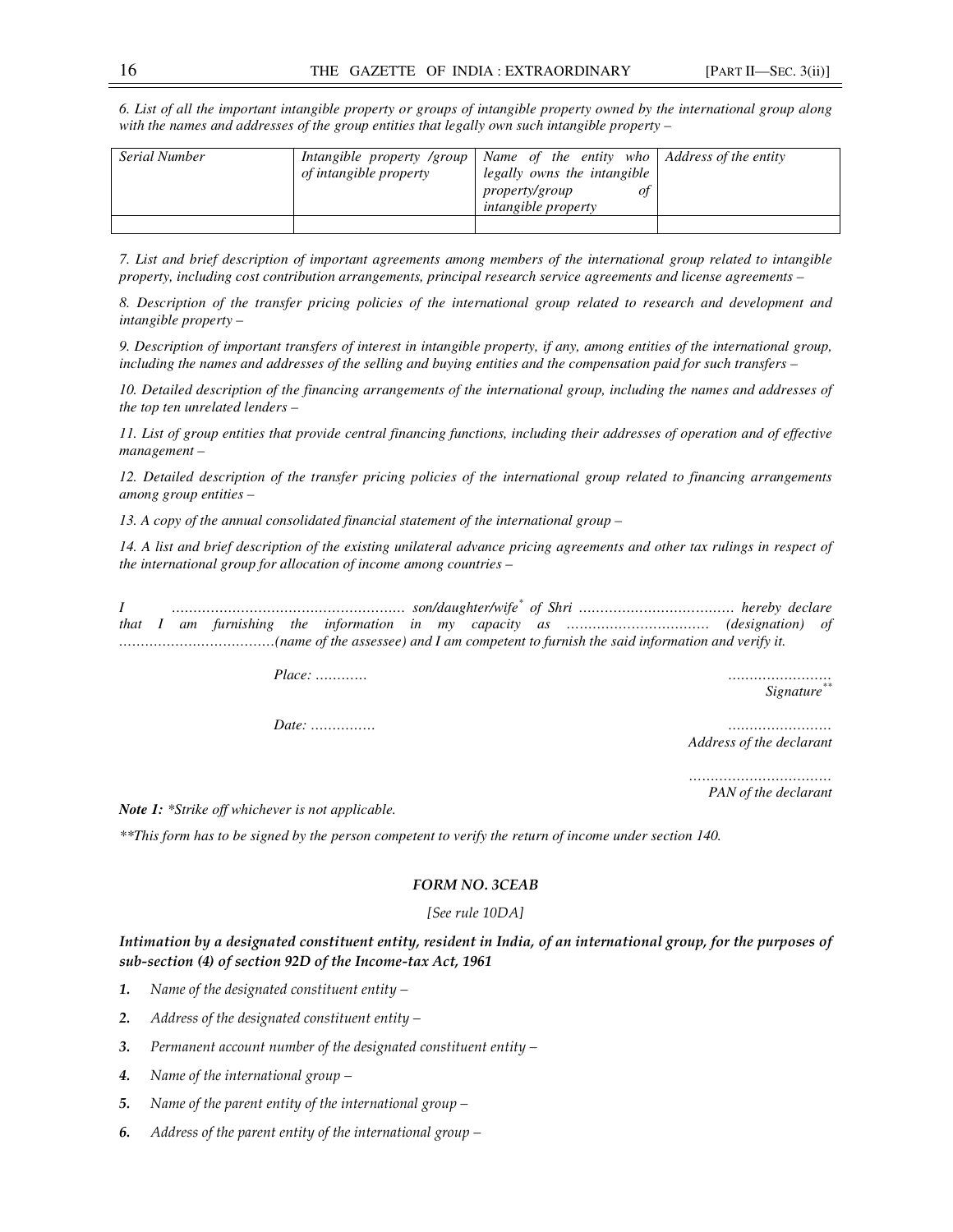*6. List of all the important intangible property or groups of intangible property owned by the international group along with the names and addresses of the group entities that legally own such intangible property –*

| *Serial Number* | *Intangible property /group of intangible property* | *Name of the entity who legally owns the intangible property/group of intangible property* | *Address of the entity* |
|---|---|---|---|
| | | | |

*7. List and brief description of important agreements among members of the international group related to intangible property, including cost contribution arrangements, principal research service agreements and license agreements –*

*8. Description of the transfer pricing policies of the international group related to research and development and intangible property –*

*9. Description of important transfers of interest in intangible property, if any, among entities of the international group, including the names and addresses of the selling and buying entities and the compensation paid for such transfers –*

*10. Detailed description of the financing arrangements of the international group, including the names and addresses of the top ten unrelated lenders –*

*11. List of group entities that provide central financing functions, including their addresses of operation and of effective management –*

*12. Detailed description of the transfer pricing policies of the international group related to financing arrangements among group entities –*

*13. A copy of the annual consolidated financial statement of the international group –*

*14. A list and brief description of the existing unilateral advance pricing agreements and other tax rulings in respect of the international group for allocation of income among countries –*

*I ……………………………………………… son/daughter/wife\* of Shri ……………………………… hereby declare that I am furnishing the information in my capacity as …………………………… (designation) of ………………………………(name of the assessee) and I am competent to furnish the said information and verify it.*

*Place: …………* ……………………  
*Signature\*\**

*Date: ……………* ……………………  
*Address of the declarant*

……………………………  
*PAN of the declarant*

***Note 1:*** *\*Strike off whichever is not applicable.*

*\*\*This form has to be signed by the person competent to verify the return of income under section 140.*

## *FORM NO. 3CEAB*

*[See rule 10DA]*

***Intimation by a designated constituent entity, resident in India, of an international group, for the purposes of sub-section (4) of section 92D of the Income-tax Act, 1961***

***1.*** *Name of the designated constituent entity –*

***2.*** *Address of the designated constituent entity –*

***3.*** *Permanent account number of the designated constituent entity –*

***4.*** *Name of the international group –*

***5.*** *Name of the parent entity of the international group –*

***6.*** *Address of the parent entity of the international group –*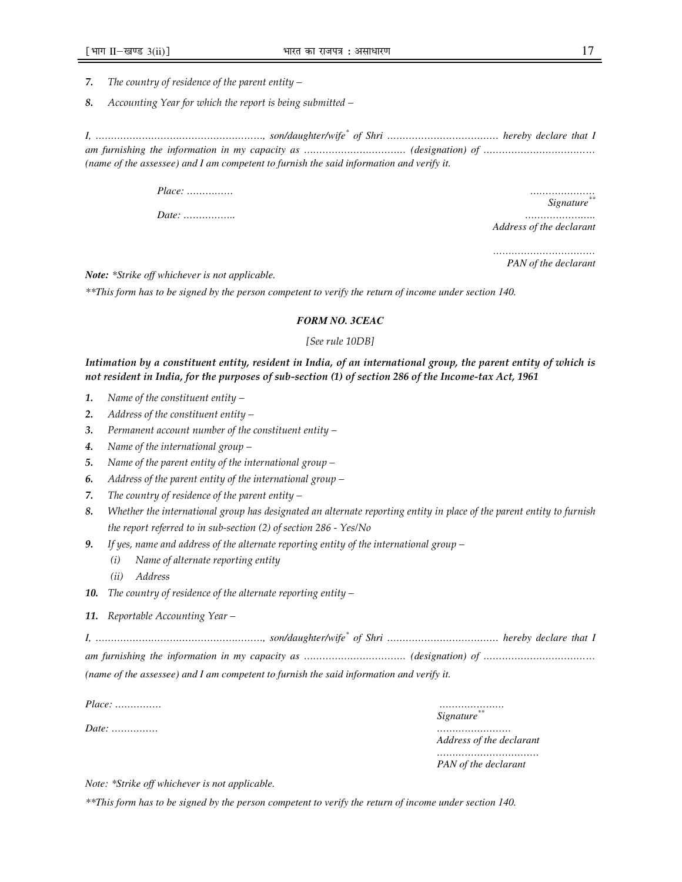*7.* *The country of residence of the parent entity –*

*8.* *Accounting Year for which the report is being submitted –*

*I, ………………………………………………., son/daughter/wife\* of Shri ……………………………… hereby declare that I am furnishing the information in my capacity as …………………………… (designation) of ……………………………… (name of the assessee) and I am competent to furnish the said information and verify it.*

*Place: ……………*

*Date: ……………..*

*…………………*
*Signature\*\**

*…………………..*
*Address of the declarant*

*……………………………*
*PAN of the declarant*

***Note:*** *\*Strike off whichever is not applicable.*

*\*\*This form has to be signed by the person competent to verify the return of income under section 140.*

### ***FORM NO. 3CEAC***

*[See rule 10DB]*

***Intimation by a constituent entity, resident in India, of an international group, the parent entity of which is not resident in India, for the purposes of sub-section (1) of section 286 of the Income-tax Act, 1961***

*1.* *Name of the constituent entity –*

*2.* *Address of the constituent entity –*

*3.* *Permanent account number of the constituent entity –*

*4.* *Name of the international group –*

*5.* *Name of the parent entity of the international group –*

*6.* *Address of the parent entity of the international group –*

*7.* *The country of residence of the parent entity –*

*8.* *Whether the international group has designated an alternate reporting entity in place of the parent entity to furnish the report referred to in sub-section (2) of section 286 - Yes/No*

*9.* *If yes, name and address of the alternate reporting entity of the international group –*
   - *(i)* *Name of alternate reporting entity*
   - *(ii)* *Address*

*10.* *The country of residence of the alternate reporting entity –*

*11.* *Reportable Accounting Year –*

*I, ………………………………………………., son/daughter/wife\* of Shri ……………………………… hereby declare that I am furnishing the information in my capacity as …………………………… (designation) of ……………………………… (name of the assessee) and I am competent to furnish the said information and verify it.*

*Place: ……………*

*Date: ……………*

*…………………*
*Signature\*\**

*……………………*
*Address of the declarant*

*……………………………*
*PAN of the declarant*

*Note: \*Strike off whichever is not applicable.*

*\*\*This form has to be signed by the person competent to verify the return of income under section 140.*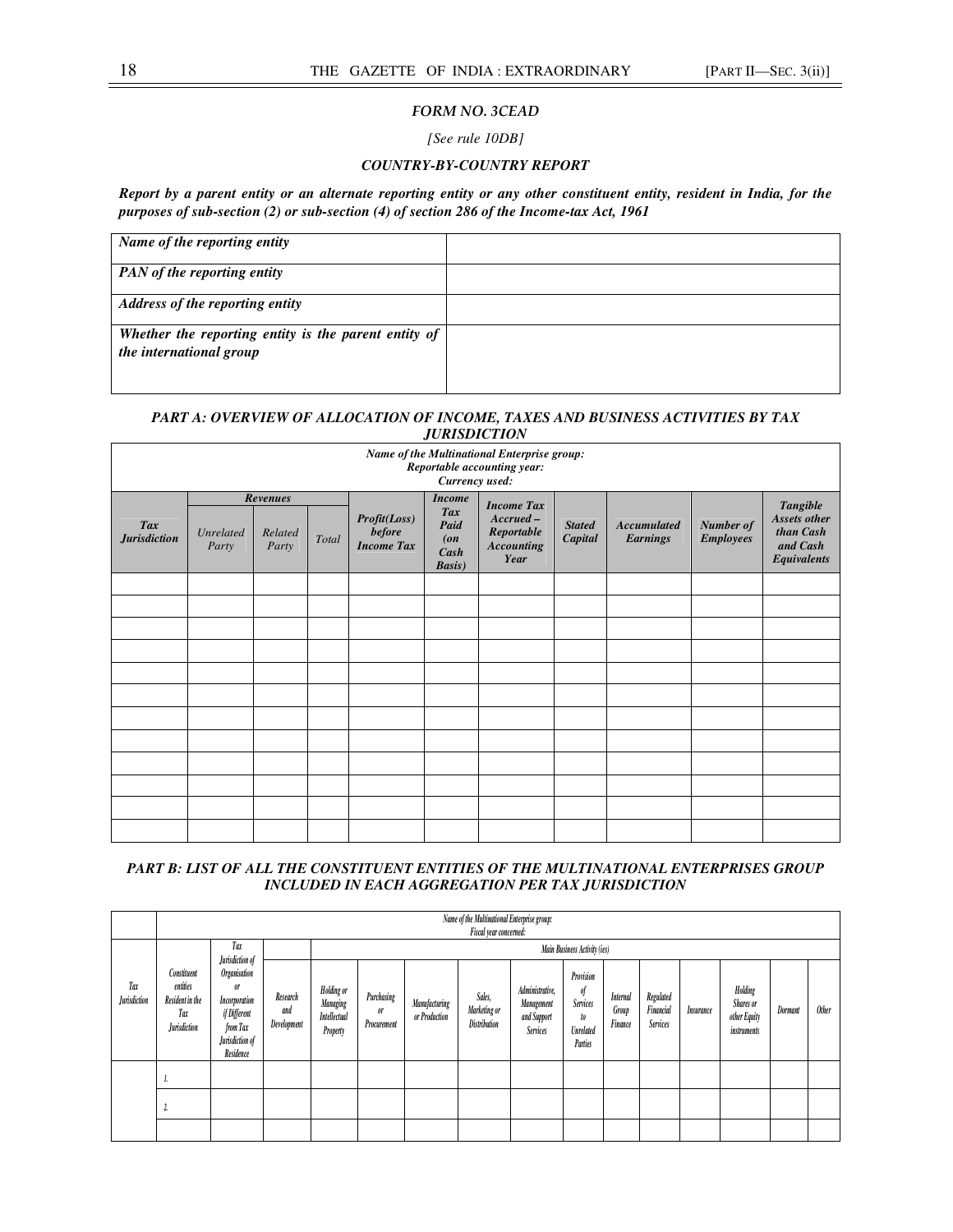### *FORM NO. 3CEAD*

*[See rule 10DB]*

***COUNTRY-BY-COUNTRY REPORT***

***Report by a parent entity or an alternate reporting entity or any other constituent entity, resident in India, for the purposes of sub-section (2) or sub-section (4) of section 286 of the Income-tax Act, 1961***

| | |
|---|---|
| ***Name of the reporting entity*** | |
| ***PAN of the reporting entity*** | |
| ***Address of the reporting entity*** | |
| ***Whether the reporting entity is the parent entity of the international group*** | |

### *PART A: OVERVIEW OF ALLOCATION OF INCOME, TAXES AND BUSINESS ACTIVITIES BY TAX JURISDICTION*

| ***Name of the Multinational Enterprise group: Reportable accounting year: Currency used:*** | | | | | | | | | | |
|---|---|---|---|---|---|---|---|---|---|---|
| | ***Revenues*** | | | | | | | | | |
| ***Tax Jurisdiction*** | *Unrelated Party* | *Related Party* | *Total* | ***Profit(Loss) before Income Tax*** | ***Income Tax Paid (on Cash Basis)*** | ***Income Tax Accrued – Reportable Accounting Year*** | ***Stated Capital*** | ***Accumulated Earnings*** | ***Number of Employees*** | ***Tangible Assets other than Cash and Cash Equivalents*** |
| | | | | | | | | | | |
| | | | | | | | | | | |
| | | | | | | | | | | |
| | | | | | | | | | | |
| | | | | | | | | | | |
| | | | | | | | | | | |
| | | | | | | | | | | |
| | | | | | | | | | | |
| | | | | | | | | | | |
| | | | | | | | | | | |
| | | | | | | | | | | |
| | | | | | | | | | | |

### *PART B: LIST OF ALL THE CONSTITUENT ENTITIES OF THE MULTINATIONAL ENTERPRISES GROUP INCLUDED IN EACH AGGREGATION PER TAX JURISDICTION*

| | *Name of the Multinational Enterprise group: Fiscal year concerned:* | | | | | | | | | | | | | | | |
|---|---|---|---|---|---|---|---|---|---|---|---|---|---|---|---|---|
| | | | | *Main Business Activity (ies)* | | | | | | | | | | | | |
| *Tax Jurisdiction* | *Constituent entities Resident in the Tax Jurisdiction* | *Tax Jurisdiction of Organisation or Incorporation if Different from Tax Jurisdiction of Residence* | *Research and Development* | *Holding or Managing Intellectual Property* | *Purchasing or Procurement* | *Manufacturing or Production* | *Sales, Marketing or Distribution* | *Administrative, Management and Support Services* | *Provision of Services to Unrelated Parties* | *Internal Group Finance* | *Regulated Financial Services* | *Insurance* | *Holding Shares or other Equity instruments* | *Dormant* | *Other* |
| | *1.* | | | | | | | | | | | | | | |
| | *2.* | | | | | | | | | | | | | | |
| | | | | | | | | | | | | | | | |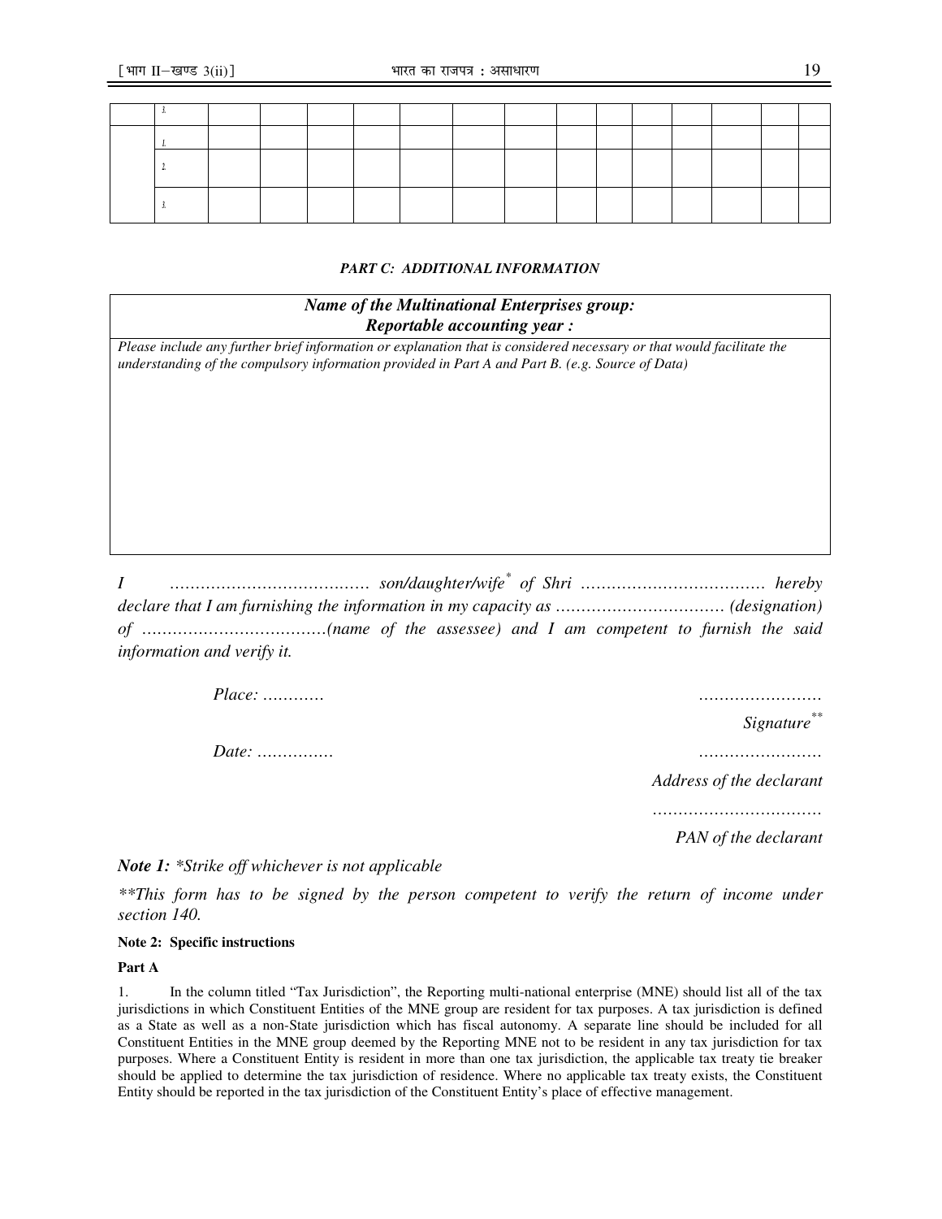| | | | | | | | | | | | | | | |
|---|---|---|---|---|---|---|---|---|---|---|---|---|---|---|
| | 3. | | | | | | | | | | | | | |
| | 1. | | | | | | | | | | | | | |
| | 2. | | | | | | | | | | | | | |
| | 3. | | | | | | | | | | | | | |

***PART C: ADDITIONAL INFORMATION***

| ***Name of the Multinational Enterprises group:***<br>***Reportable accounting year :*** |
|---|
| *Please include any further brief information or explanation that is considered necessary or that would facilitate the understanding of the compulsory information provided in Part A and Part B. (e.g. Source of Data)* |

*I ………………………………… son/daughter/wife\* of Shri ……………………………… hereby declare that I am furnishing the information in my capacity as …………………………… (designation) of ………………………………(name of the assessee) and I am competent to furnish the said information and verify it.*

*Place: …………* ……………………

*Signature\*\**

*Date: ……………* ……………………

*Address of the declarant*

……………………………

*PAN of the declarant*

***Note 1:*** *\*Strike off whichever is not applicable*

*\*\*This form has to be signed by the person competent to verify the return of income under section 140.*

**Note 2: Specific instructions**

**Part A**

1. In the column titled "Tax Jurisdiction", the Reporting multi-national enterprise (MNE) should list all of the tax jurisdictions in which Constituent Entities of the MNE group are resident for tax purposes. A tax jurisdiction is defined as a State as well as a non-State jurisdiction which has fiscal autonomy. A separate line should be included for all Constituent Entities in the MNE group deemed by the Reporting MNE not to be resident in any tax jurisdiction for tax purposes. Where a Constituent Entity is resident in more than one tax jurisdiction, the applicable tax treaty tie breaker should be applied to determine the tax jurisdiction of residence. Where no applicable tax treaty exists, the Constituent Entity should be reported in the tax jurisdiction of the Constituent Entity's place of effective management.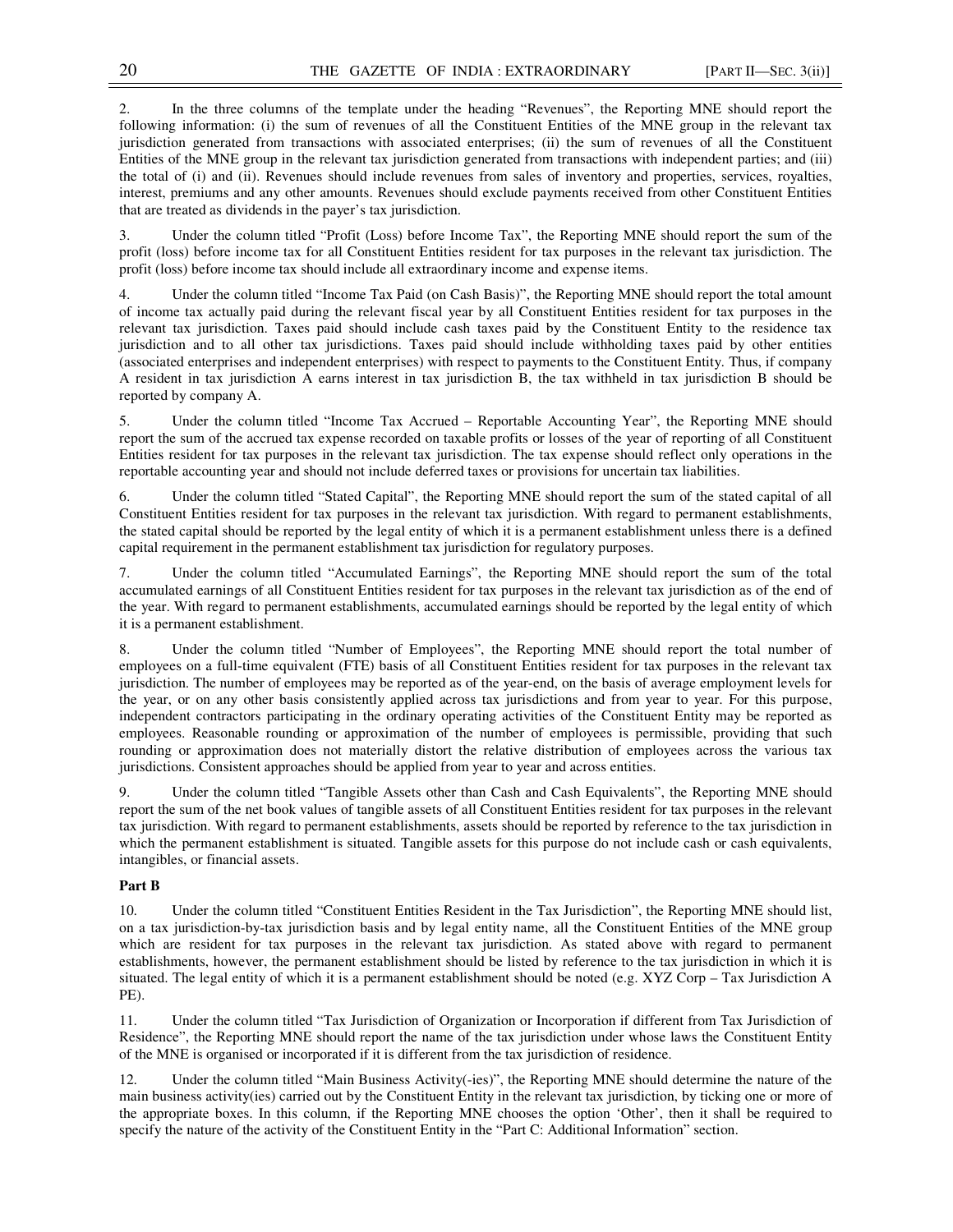2. In the three columns of the template under the heading "Revenues", the Reporting MNE should report the following information: (i) the sum of revenues of all the Constituent Entities of the MNE group in the relevant tax jurisdiction generated from transactions with associated enterprises; (ii) the sum of revenues of all the Constituent Entities of the MNE group in the relevant tax jurisdiction generated from transactions with independent parties; and (iii) the total of (i) and (ii). Revenues should include revenues from sales of inventory and properties, services, royalties, interest, premiums and any other amounts. Revenues should exclude payments received from other Constituent Entities that are treated as dividends in the payer's tax jurisdiction.

3. Under the column titled "Profit (Loss) before Income Tax", the Reporting MNE should report the sum of the profit (loss) before income tax for all Constituent Entities resident for tax purposes in the relevant tax jurisdiction. The profit (loss) before income tax should include all extraordinary income and expense items.

4. Under the column titled "Income Tax Paid (on Cash Basis)", the Reporting MNE should report the total amount of income tax actually paid during the relevant fiscal year by all Constituent Entities resident for tax purposes in the relevant tax jurisdiction. Taxes paid should include cash taxes paid by the Constituent Entity to the residence tax jurisdiction and to all other tax jurisdictions. Taxes paid should include withholding taxes paid by other entities (associated enterprises and independent enterprises) with respect to payments to the Constituent Entity. Thus, if company A resident in tax jurisdiction A earns interest in tax jurisdiction B, the tax withheld in tax jurisdiction B should be reported by company A.

5. Under the column titled "Income Tax Accrued – Reportable Accounting Year", the Reporting MNE should report the sum of the accrued tax expense recorded on taxable profits or losses of the year of reporting of all Constituent Entities resident for tax purposes in the relevant tax jurisdiction. The tax expense should reflect only operations in the reportable accounting year and should not include deferred taxes or provisions for uncertain tax liabilities.

6. Under the column titled "Stated Capital", the Reporting MNE should report the sum of the stated capital of all Constituent Entities resident for tax purposes in the relevant tax jurisdiction. With regard to permanent establishments, the stated capital should be reported by the legal entity of which it is a permanent establishment unless there is a defined capital requirement in the permanent establishment tax jurisdiction for regulatory purposes.

7. Under the column titled "Accumulated Earnings", the Reporting MNE should report the sum of the total accumulated earnings of all Constituent Entities resident for tax purposes in the relevant tax jurisdiction as of the end of the year. With regard to permanent establishments, accumulated earnings should be reported by the legal entity of which it is a permanent establishment.

8. Under the column titled "Number of Employees", the Reporting MNE should report the total number of employees on a full-time equivalent (FTE) basis of all Constituent Entities resident for tax purposes in the relevant tax jurisdiction. The number of employees may be reported as of the year-end, on the basis of average employment levels for the year, or on any other basis consistently applied across tax jurisdictions and from year to year. For this purpose, independent contractors participating in the ordinary operating activities of the Constituent Entity may be reported as employees. Reasonable rounding or approximation of the number of employees is permissible, providing that such rounding or approximation does not materially distort the relative distribution of employees across the various tax jurisdictions. Consistent approaches should be applied from year to year and across entities.

9. Under the column titled "Tangible Assets other than Cash and Cash Equivalents", the Reporting MNE should report the sum of the net book values of tangible assets of all Constituent Entities resident for tax purposes in the relevant tax jurisdiction. With regard to permanent establishments, assets should be reported by reference to the tax jurisdiction in which the permanent establishment is situated. Tangible assets for this purpose do not include cash or cash equivalents, intangibles, or financial assets.

**Part B**

10. Under the column titled "Constituent Entities Resident in the Tax Jurisdiction", the Reporting MNE should list, on a tax jurisdiction-by-tax jurisdiction basis and by legal entity name, all the Constituent Entities of the MNE group which are resident for tax purposes in the relevant tax jurisdiction. As stated above with regard to permanent establishments, however, the permanent establishment should be listed by reference to the tax jurisdiction in which it is situated. The legal entity of which it is a permanent establishment should be noted (e.g. XYZ Corp – Tax Jurisdiction A PE).

11. Under the column titled "Tax Jurisdiction of Organization or Incorporation if different from Tax Jurisdiction of Residence", the Reporting MNE should report the name of the tax jurisdiction under whose laws the Constituent Entity of the MNE is organised or incorporated if it is different from the tax jurisdiction of residence.

12. Under the column titled "Main Business Activity(-ies)", the Reporting MNE should determine the nature of the main business activity(ies) carried out by the Constituent Entity in the relevant tax jurisdiction, by ticking one or more of the appropriate boxes. In this column, if the Reporting MNE chooses the option 'Other', then it shall be required to specify the nature of the activity of the Constituent Entity in the "Part C: Additional Information" section.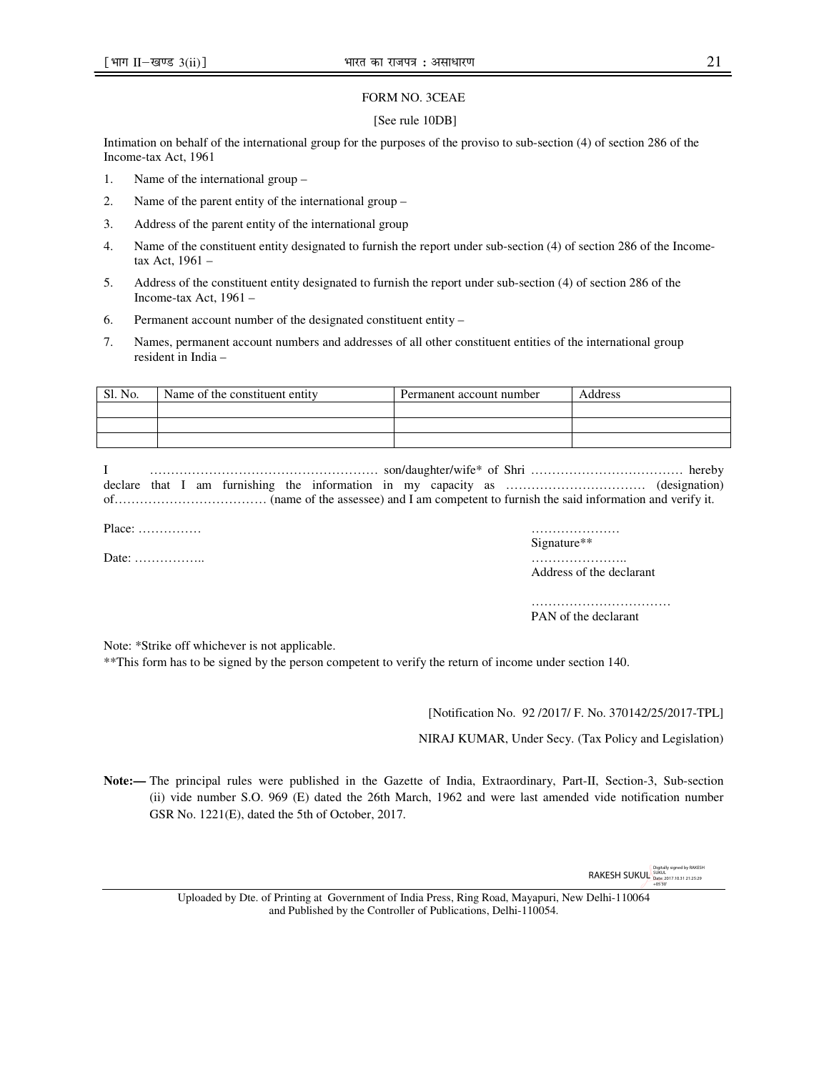FORM NO. 3CEAE

[See rule 10DB]

Intimation on behalf of the international group for the purposes of the proviso to sub-section (4) of section 286 of the Income-tax Act, 1961

1. Name of the international group –
2. Name of the parent entity of the international group –
3. Address of the parent entity of the international group
4. Name of the constituent entity designated to furnish the report under sub-section (4) of section 286 of the Income-tax Act, 1961 –
5. Address of the constituent entity designated to furnish the report under sub-section (4) of section 286 of the Income-tax Act, 1961 –
6. Permanent account number of the designated constituent entity –
7. Names, permanent account numbers and addresses of all other constituent entities of the international group resident in India –

| Sl. No. | Name of the constituent entity | Permanent account number | Address |
|---|---|---|---|
| | | | |
| | | | |
| | | | |

I ……………………………………………… son/daughter/wife* of Shri ……………………………… hereby declare that I am furnishing the information in my capacity as …………………………… (designation) of……………………………… (name of the assessee) and I am competent to furnish the said information and verify it.

Place: ……………

Date: ……………..

…………………
Signature**

…………………..
Address of the declarant

……………………………
PAN of the declarant

Note: *Strike off whichever is not applicable.

**This form has to be signed by the person competent to verify the return of income under section 140.

[Notification No. 92 /2017/ F. No. 370142/25/2017-TPL]

NIRAJ KUMAR, Under Secy. (Tax Policy and Legislation)

**Note:—** The principal rules were published in the Gazette of India, Extraordinary, Part-II, Section-3, Sub-section (ii) vide number S.O. 969 (E) dated the 26th March, 1962 and were last amended vide notification number GSR No. 1221(E), dated the 5th of October, 2017.

Uploaded by Dte. of Printing at Government of India Press, Ring Road, Mayapuri, New Delhi-110064 and Published by the Controller of Publications, Delhi-110054.